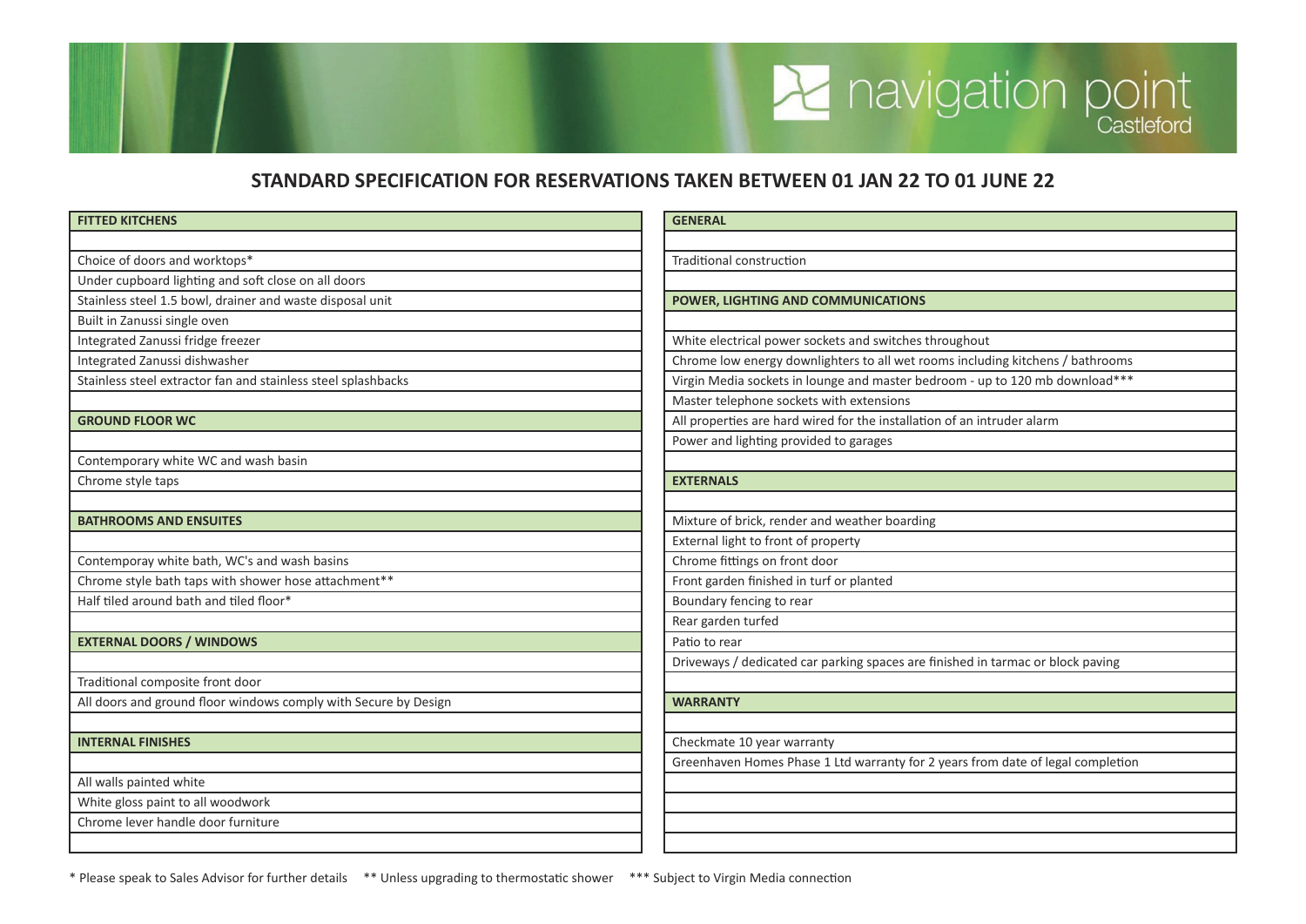# navigation point Castleford

## STANDARD SPECIFICATION FOR RESERVATIONS TAKEN BETWEEN 01 JAN 22 TO 01 JUNE 22

| FITTED KITCHENS |
|---|
| Choice of doors and worktops* |
| Under cupboard lighting and soft close on all doors |
| Stainless steel 1.5 bowl, drainer and waste disposal unit |
| Built in Zanussi single oven |
| Integrated Zanussi fridge freezer |
| Integrated Zanussi dishwasher |
| Stainless steel extractor fan and stainless steel splashbacks |

| GROUND FLOOR WC |
|---|
| Contemporary white WC and wash basin |
| Chrome style taps |

| BATHROOMS AND ENSUITES |
|---|
| Contemporay white bath, WC's and wash basins |
| Chrome style bath taps with shower hose attachment** |
| Half tiled around bath and tiled floor* |

| EXTERNAL DOORS / WINDOWS |
|---|
| Traditional composite front door |
| All doors and ground floor windows comply with Secure by Design |

| INTERNAL FINISHES |
|---|
| All walls painted white |
| White gloss paint to all woodwork |
| Chrome lever handle door furniture |

| GENERAL |
|---|
| Traditional construction |

| POWER, LIGHTING AND COMMUNICATIONS |
|---|
| White electrical power sockets and switches throughout |
| Chrome low energy downlighters to all wet rooms including kitchens / bathrooms |
| Virgin Media sockets in lounge and master bedroom - up to 120 mb download*** |
| Master telephone sockets with extensions |
| All properties are hard wired for the installation of an intruder alarm |
| Power and lighting provided to garages |

| EXTERNALS |
|---|
| Mixture of brick, render and weather boarding |
| External light to front of property |
| Chrome fittings on front door |
| Front garden finished in turf or planted |
| Boundary fencing to rear |
| Rear garden turfed |
| Patio to rear |
| Driveways / dedicated car parking spaces are finished in tarmac or block paving |

| WARRANTY |
|---|
| Checkmate 10 year warranty |
| Greenhaven Homes Phase 1 Ltd warranty for 2 years from date of legal completion |

* Please speak to Sales Advisor for further details  ** Unless upgrading to thermostatic shower  *** Subject to Virgin Media connection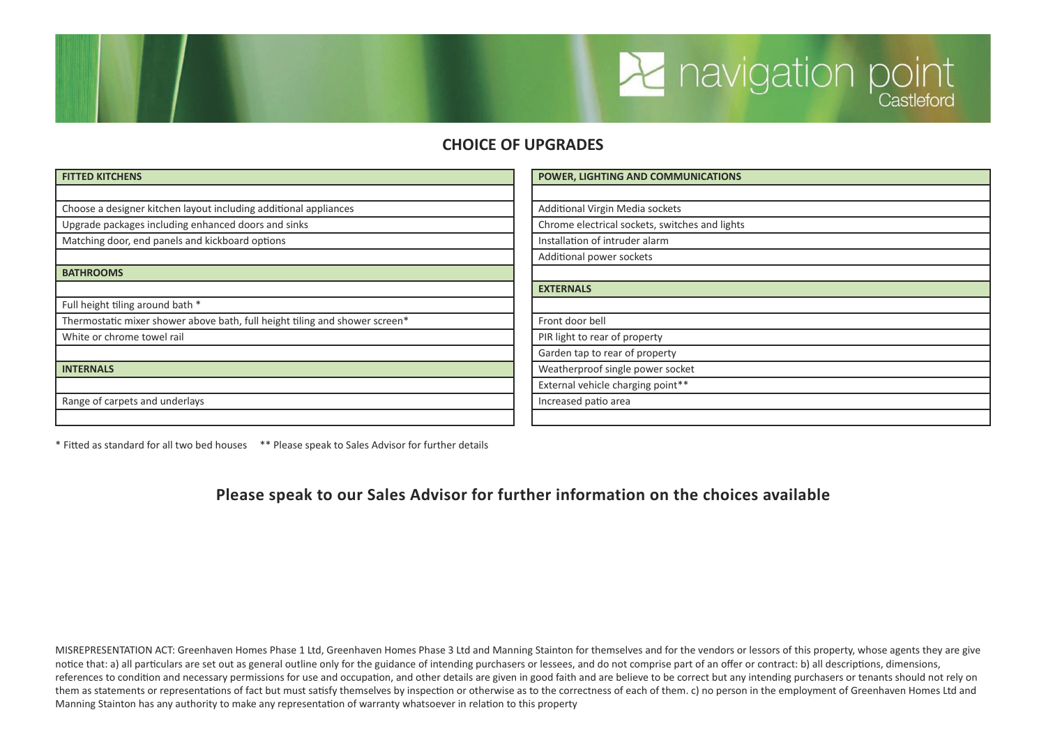navigation point
Castleford

## CHOICE OF UPGRADES

| FITTED KITCHENS |
|---|
| Choose a designer kitchen layout including additional appliances |
| Upgrade packages including enhanced doors and sinks |
| Matching door, end panels and kickboard options |

| BATHROOMS |
|---|
| Full height tiling around bath * |
| Thermostatic mixer shower above bath, full height tiling and shower screen* |
| White or chrome towel rail |

| INTERNALS |
|---|
| Range of carpets and underlays |

| POWER, LIGHTING AND COMMUNICATIONS |
|---|
| Additional Virgin Media sockets |
| Chrome electrical sockets, switches and lights |
| Installation of intruder alarm |
| Additional power sockets |

| EXTERNALS |
|---|
| Front door bell |
| PIR light to rear of property |
| Garden tap to rear of property |
| Weatherproof single power socket |
| External vehicle charging point** |
| Increased patio area |

\* Fitted as standard for all two bed houses    ** Please speak to Sales Advisor for further details

### Please speak to our Sales Advisor for further information on the choices available

MISREPRESENTATION ACT: Greenhaven Homes Phase 1 Ltd, Greenhaven Homes Phase 3 Ltd and Manning Stainton for themselves and for the vendors or lessors of this property, whose agents they are give notice that: a) all particulars are set out as general outline only for the guidance of intending purchasers or lessees, and do not comprise part of an offer or contract: b) all descriptions, dimensions, references to condition and necessary permissions for use and occupation, and other details are given in good faith and are believe to be correct but any intending purchasers or tenants should not rely on them as statements or representations of fact but must satisfy themselves by inspection or otherwise as to the correctness of each of them. c) no person in the employment of Greenhaven Homes Ltd and Manning Stainton has any authority to make any representation of warranty whatsoever in relation to this property